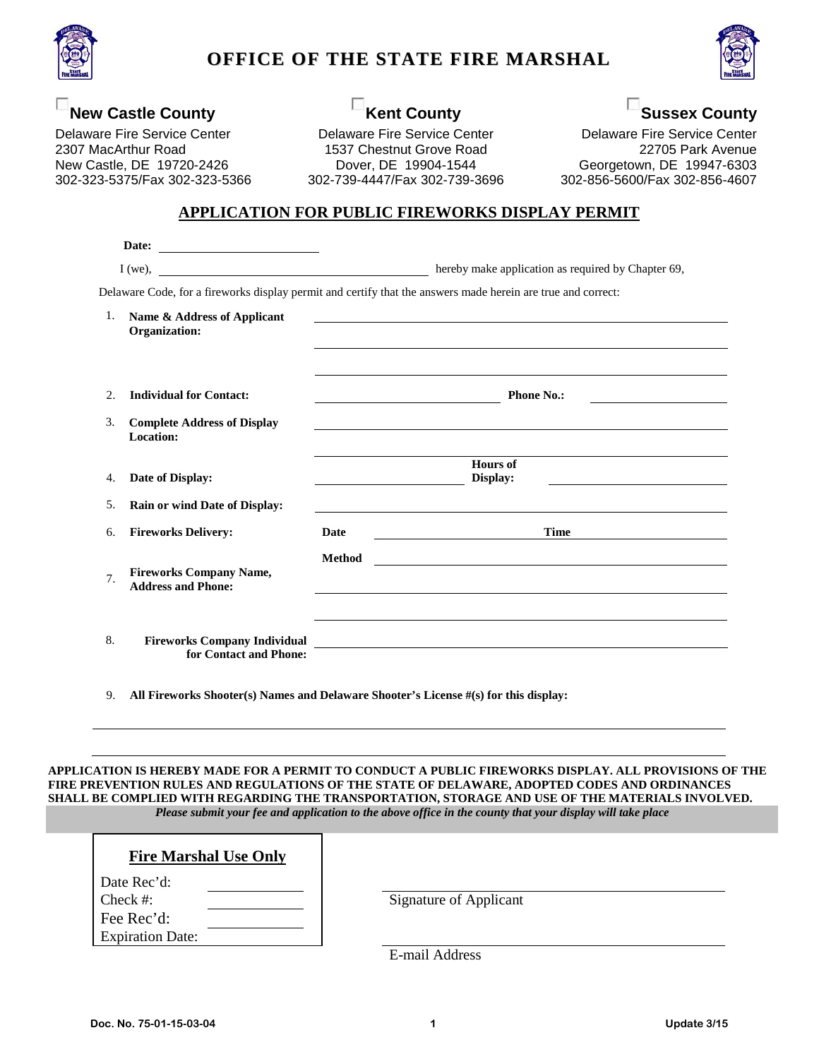# OFFICE OF THE STATE FIRE MARSHAL

☐ **New Castle County**
Delaware Fire Service Center
2307 MacArthur Road
New Castle, DE 19720-2426
302-323-5375/Fax 302-323-5366

☐ **Kent County**
Delaware Fire Service Center
1537 Chestnut Grove Road
Dover, DE 19904-1544
302-739-4447/Fax 302-739-3696

☐ **Sussex County**
Delaware Fire Service Center
22705 Park Avenue
Georgetown, DE 19947-6303
302-856-5600/Fax 302-856-4607

## APPLICATION FOR PUBLIC FIREWORKS DISPLAY PERMIT

**Date:** ______________________

I (we), ______________________________ hereby make application as required by Chapter 69, Delaware Code, for a fireworks display permit and certify that the answers made herein are true and correct:

1. **Name & Address of Applicant Organization:** ______________________________
2. **Individual for Contact:** ______________________ **Phone No.:** ______________
3. **Complete Address of Display Location:** ______________________________
4. **Date of Display:** ______________ **Hours of Display:** ______________
5. **Rain or wind Date of Display:** ______________________________
6. **Fireworks Delivery:** **Date** ______________ **Time** ______________
   **Method** ______________________________
7. **Fireworks Company Name, Address and Phone:** ______________________________
8. **Fireworks Company Individual for Contact and Phone:** ______________________________
9. **All Fireworks Shooter(s) Names and Delaware Shooter's License #(s) for this display:**

______________________________________________________________

______________________________________________________________

**APPLICATION IS HEREBY MADE FOR A PERMIT TO CONDUCT A PUBLIC FIREWORKS DISPLAY. ALL PROVISIONS OF THE FIRE PREVENTION RULES AND REGULATIONS OF THE STATE OF DELAWARE, ADOPTED CODES AND ORDINANCES SHALL BE COMPLIED WITH REGARDING THE TRANSPORTATION, STORAGE AND USE OF THE MATERIALS INVOLVED.**

***Please submit your fee and application to the above office in the county that your display will take place***

| Fire Marshal Use Only | |
|---|---|
| Date Rec'd: | |
| Check #: | |
| Fee Rec'd: | |
| Expiration Date: | |

______________________________
Signature of Applicant

______________________________
E-mail Address

Doc. No. 75-01-15-03-04 Update 3/15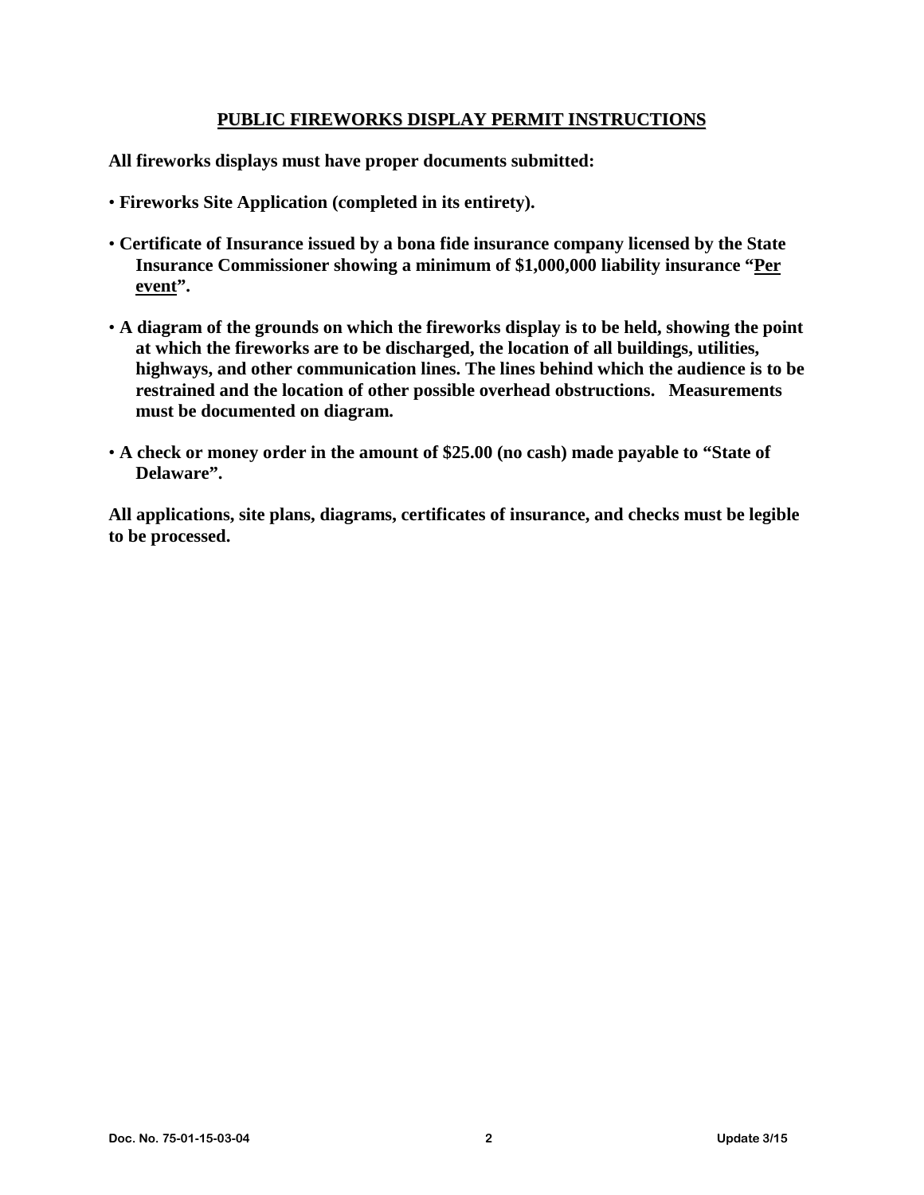## PUBLIC FIREWORKS DISPLAY PERMIT INSTRUCTIONS

**All fireworks displays must have proper documents submitted:**

- **Fireworks Site Application (completed in its entirety).**
- **Certificate of Insurance issued by a bona fide insurance company licensed by the State Insurance Commissioner showing a minimum of $1,000,000 liability insurance "Per event".**
- **A diagram of the grounds on which the fireworks display is to be held, showing the point at which the fireworks are to be discharged, the location of all buildings, utilities, highways, and other communication lines. The lines behind which the audience is to be restrained and the location of other possible overhead obstructions. Measurements must be documented on diagram.**
- **A check or money order in the amount of $25.00 (no cash) made payable to "State of Delaware".**

**All applications, site plans, diagrams, certificates of insurance, and checks must be legible to be processed.**

Doc. No. 75-01-15-03-04 Update 3/15